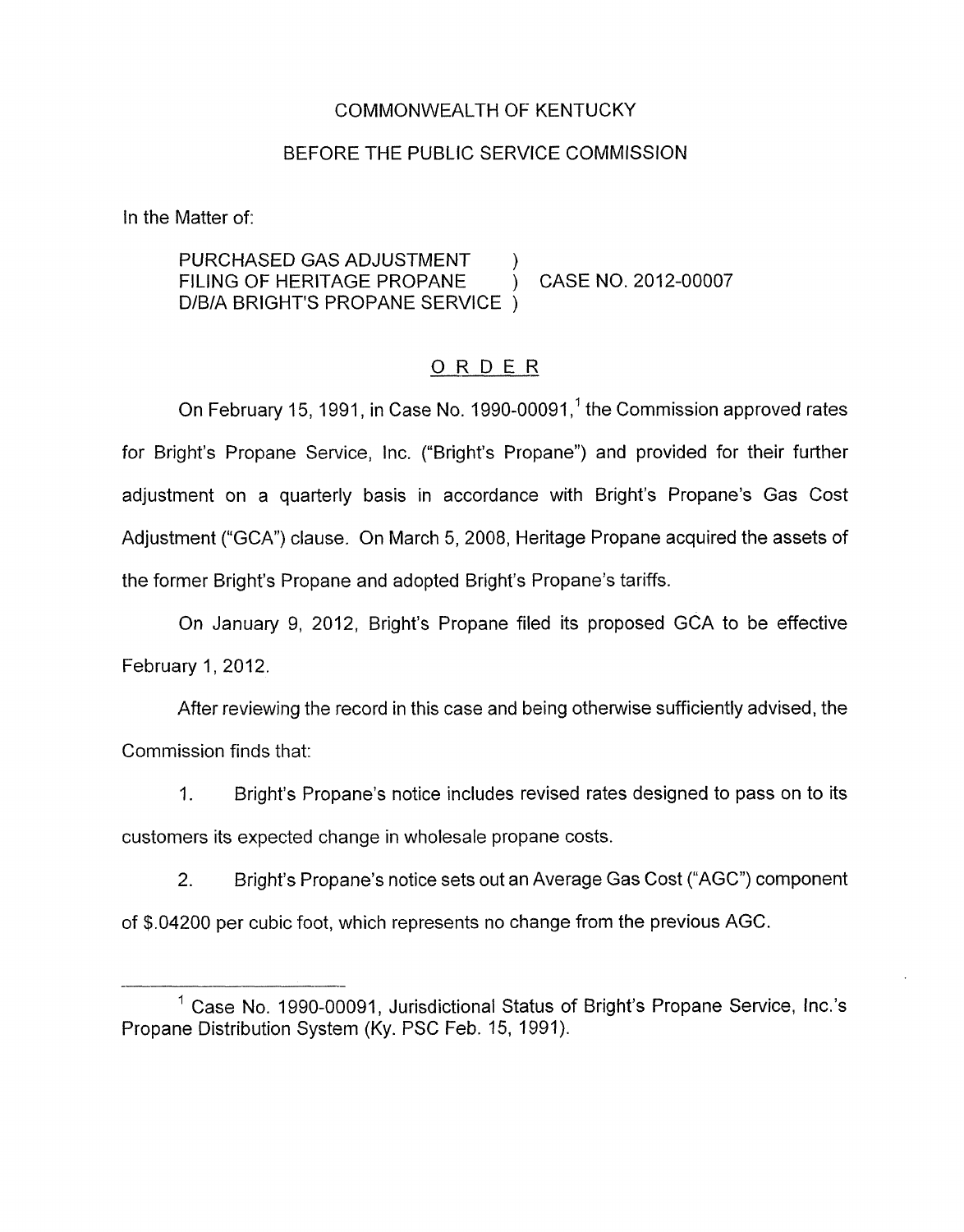COMMONWEALTH OF KENTUCKY

BEFORE THE PUBLIC SERVICE COMMISSION

In the Matter of:

PURCHASED GAS ADJUSTMENT )
FILING OF HERITAGE PROPANE ) CASE NO. 2012-00007
D/B/A BRIGHT'S PROPANE SERVICE )

## O R D E R

On February 15, 1991, in Case No. 1990-00091,[1] the Commission approved rates for Bright's Propane Service, Inc. ("Bright's Propane") and provided for their further adjustment on a quarterly basis in accordance with Bright's Propane's Gas Cost Adjustment ("GCA") clause. On March 5, 2008, Heritage Propane acquired the assets of the former Bright's Propane and adopted Bright's Propane's tariffs.

On January 9, 2012, Bright's Propane filed its proposed GCA to be effective February 1, 2012.

After reviewing the record in this case and being otherwise sufficiently advised, the Commission finds that:

1. Bright's Propane's notice includes revised rates designed to pass on to its customers its expected change in wholesale propane costs.

2. Bright's Propane's notice sets out an Average Gas Cost ("AGC") component of $.04200 per cubic foot, which represents no change from the previous AGC.

[1] Case No. 1990-00091, Jurisdictional Status of Bright's Propane Service, Inc.'s Propane Distribution System (Ky. PSC Feb. 15, 1991).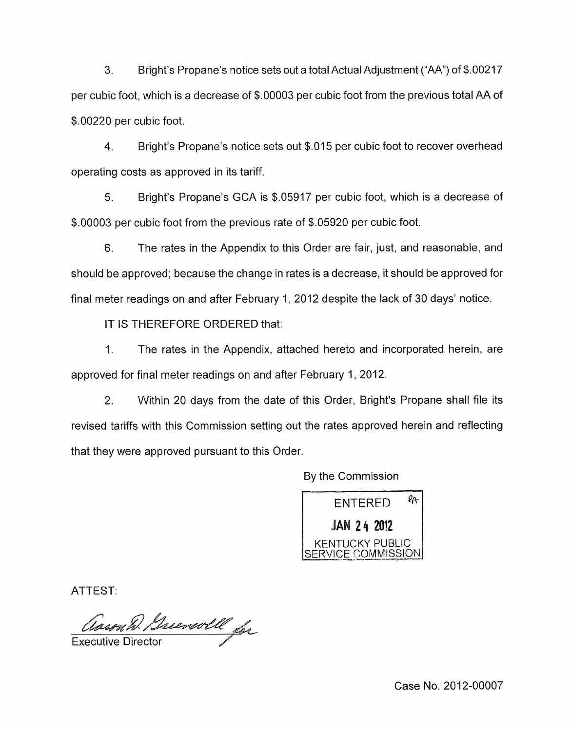3. Bright's Propane's notice sets out a total Actual Adjustment ("AA") of $.00217 per cubic foot, which is a decrease of $.00003 per cubic foot from the previous total AA of $.00220 per cubic foot.

4. Bright's Propane's notice sets out $.015 per cubic foot to recover overhead operating costs as approved in its tariff.

5. Bright's Propane's GCA is $.05917 per cubic foot, which is a decrease of $.00003 per cubic foot from the previous rate of $.05920 per cubic foot.

6. The rates in the Appendix to this Order are fair, just, and reasonable, and should be approved; because the change in rates is a decrease, it should be approved for final meter readings on and after February 1, 2012 despite the lack of 30 days' notice.

IT IS THEREFORE ORDERED that:

1. The rates in the Appendix, attached hereto and incorporated herein, are approved for final meter readings on and after February 1, 2012.

2. Within 20 days from the date of this Order, Bright's Propane shall file its revised tariffs with this Commission setting out the rates approved herein and reflecting that they were approved pursuant to this Order.

By the Commission

ENTERED
JAN 24 2012
KENTUCKY PUBLIC SERVICE COMMISSION

ATTEST:

Aaron D. Greenwell for
Executive Director

Case No. 2012-00007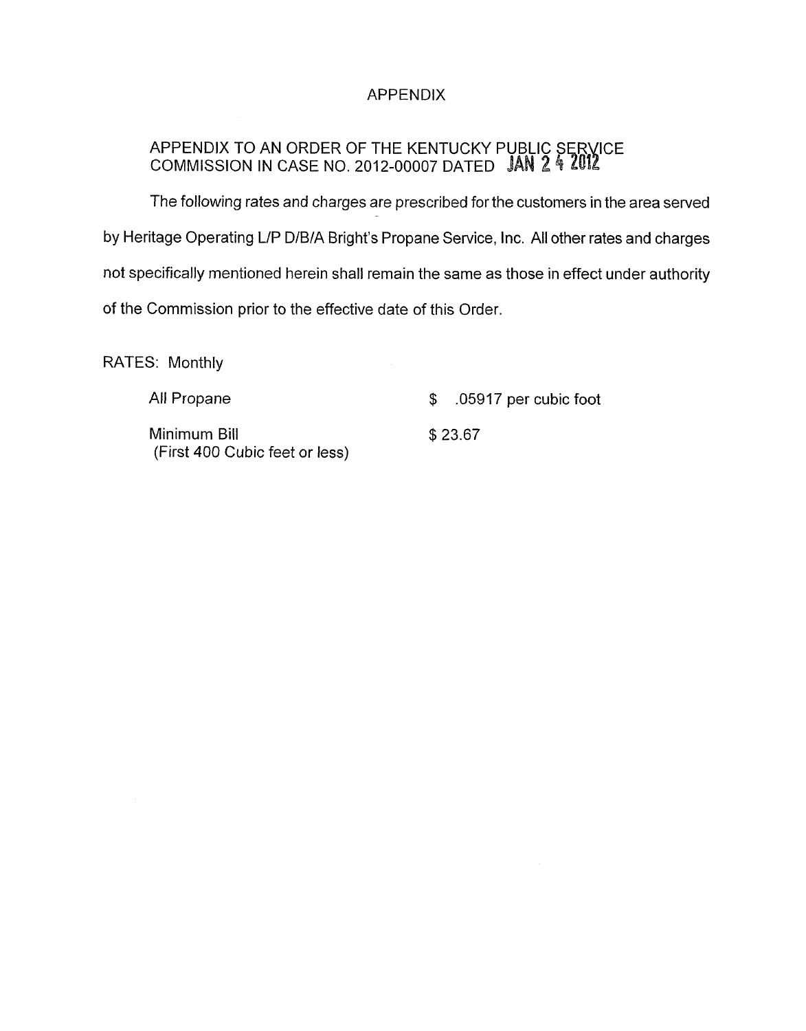# APPENDIX

APPENDIX TO AN ORDER OF THE KENTUCKY PUBLIC SERVICE COMMISSION IN CASE NO. 2012-00007 DATED JAN 24 2012

The following rates and charges are prescribed for the customers in the area served by Heritage Operating L/P D/B/A Bright's Propane Service, Inc. All other rates and charges not specifically mentioned herein shall remain the same as those in effect under authority of the Commission prior to the effective date of this Order.

RATES: Monthly

| | |
|---|---|
| All Propane | $ .05917 per cubic foot |
| Minimum Bill<br>(First 400 Cubic feet or less) | $ 23.67 |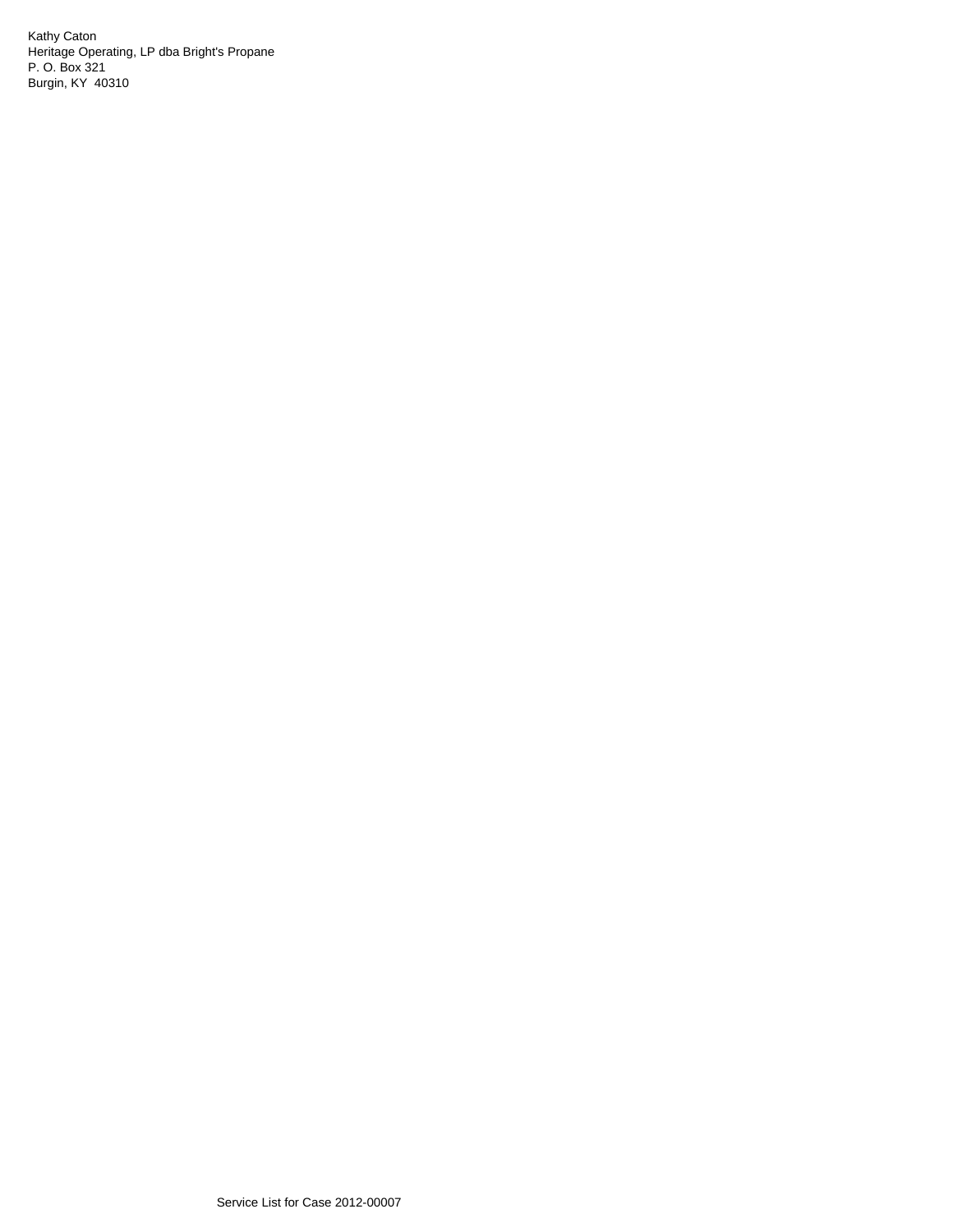Kathy Caton
Heritage Operating, LP dba Bright's Propane
P. O. Box 321
Burgin, KY  40310